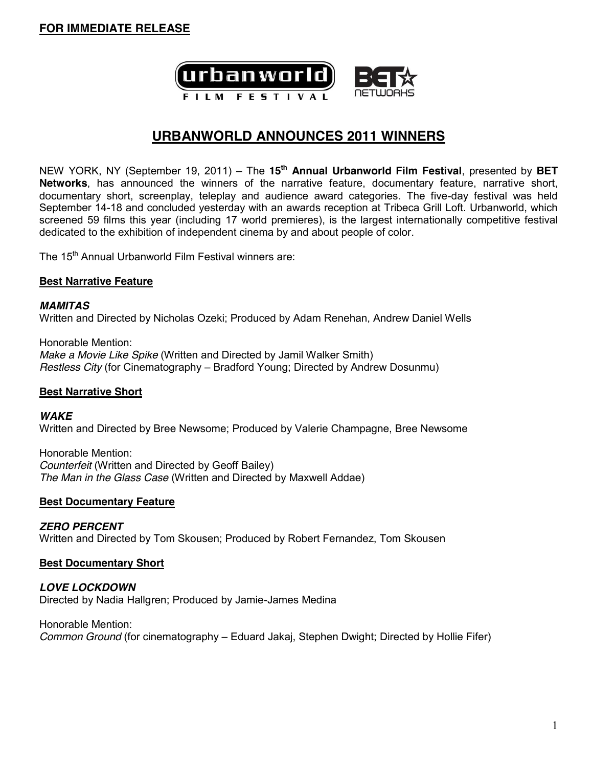**FOR IMMEDIATE RELEASE**

# URBANWORLD ANNOUNCES 2011 WINNERS

NEW YORK, NY (September 19, 2011) – The **15th Annual Urbanworld Film Festival**, presented by **BET Networks**, has announced the winners of the narrative feature, documentary feature, narrative short, documentary short, screenplay, teleplay and audience award categories. The five-day festival was held September 14-18 and concluded yesterday with an awards reception at Tribeca Grill Loft. Urbanworld, which screened 59 films this year (including 17 world premieres), is the largest internationally competitive festival dedicated to the exhibition of independent cinema by and about people of color.

The 15th Annual Urbanworld Film Festival winners are:

## Best Narrative Feature

***MAMITAS***
Written and Directed by Nicholas Ozeki; Produced by Adam Renehan, Andrew Daniel Wells

Honorable Mention:
*Make a Movie Like Spike* (Written and Directed by Jamil Walker Smith)
*Restless City* (for Cinematography – Bradford Young; Directed by Andrew Dosunmu)

## Best Narrative Short

***WAKE***
Written and Directed by Bree Newsome; Produced by Valerie Champagne, Bree Newsome

Honorable Mention:
*Counterfeit* (Written and Directed by Geoff Bailey)
*The Man in the Glass Case* (Written and Directed by Maxwell Addae)

## Best Documentary Feature

***ZERO PERCENT***
Written and Directed by Tom Skousen; Produced by Robert Fernandez, Tom Skousen

## Best Documentary Short

***LOVE LOCKDOWN***
Directed by Nadia Hallgren; Produced by Jamie-James Medina

Honorable Mention:
*Common Ground* (for cinematography – Eduard Jakaj, Stephen Dwight; Directed by Hollie Fifer)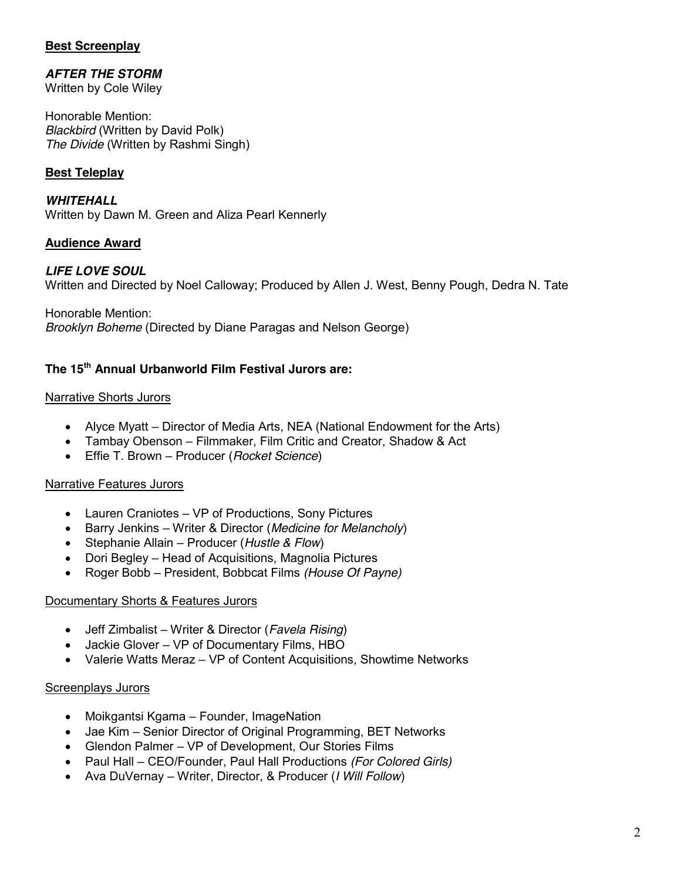**Best Screenplay**

***AFTER THE STORM***
Written by Cole Wiley

Honorable Mention:
*Blackbird* (Written by David Polk)
*The Divide* (Written by Rashmi Singh)

**Best Teleplay**

***WHITEHALL***
Written by Dawn M. Green and Aliza Pearl Kennerly

**Audience Award**

***LIFE LOVE SOUL***
Written and Directed by Noel Calloway; Produced by Allen J. West, Benny Pough, Dedra N. Tate

Honorable Mention:
*Brooklyn Boheme* (Directed by Diane Paragas and Nelson George)

**The 15th Annual Urbanworld Film Festival Jurors are:**

Narrative Shorts Jurors

- Alyce Myatt – Director of Media Arts, NEA (National Endowment for the Arts)
- Tambay Obenson – Filmmaker, Film Critic and Creator, Shadow & Act
- Effie T. Brown – Producer (*Rocket Science*)

Narrative Features Jurors

- Lauren Craniotes – VP of Productions, Sony Pictures
- Barry Jenkins – Writer & Director (*Medicine for Melancholy*)
- Stephanie Allain – Producer (*Hustle & Flow*)
- Dori Begley – Head of Acquisitions, Magnolia Pictures
- Roger Bobb – President, Bobbcat Films *(House Of Payne)*

Documentary Shorts & Features Jurors

- Jeff Zimbalist – Writer & Director (*Favela Rising*)
- Jackie Glover – VP of Documentary Films, HBO
- Valerie Watts Meraz – VP of Content Acquisitions, Showtime Networks

Screenplays Jurors

- Moikgantsi Kgama – Founder, ImageNation
- Jae Kim – Senior Director of Original Programming, BET Networks
- Glendon Palmer – VP of Development, Our Stories Films
- Paul Hall – CEO/Founder, Paul Hall Productions *(For Colored Girls)*
- Ava DuVernay – Writer, Director, & Producer (*I Will Follow*)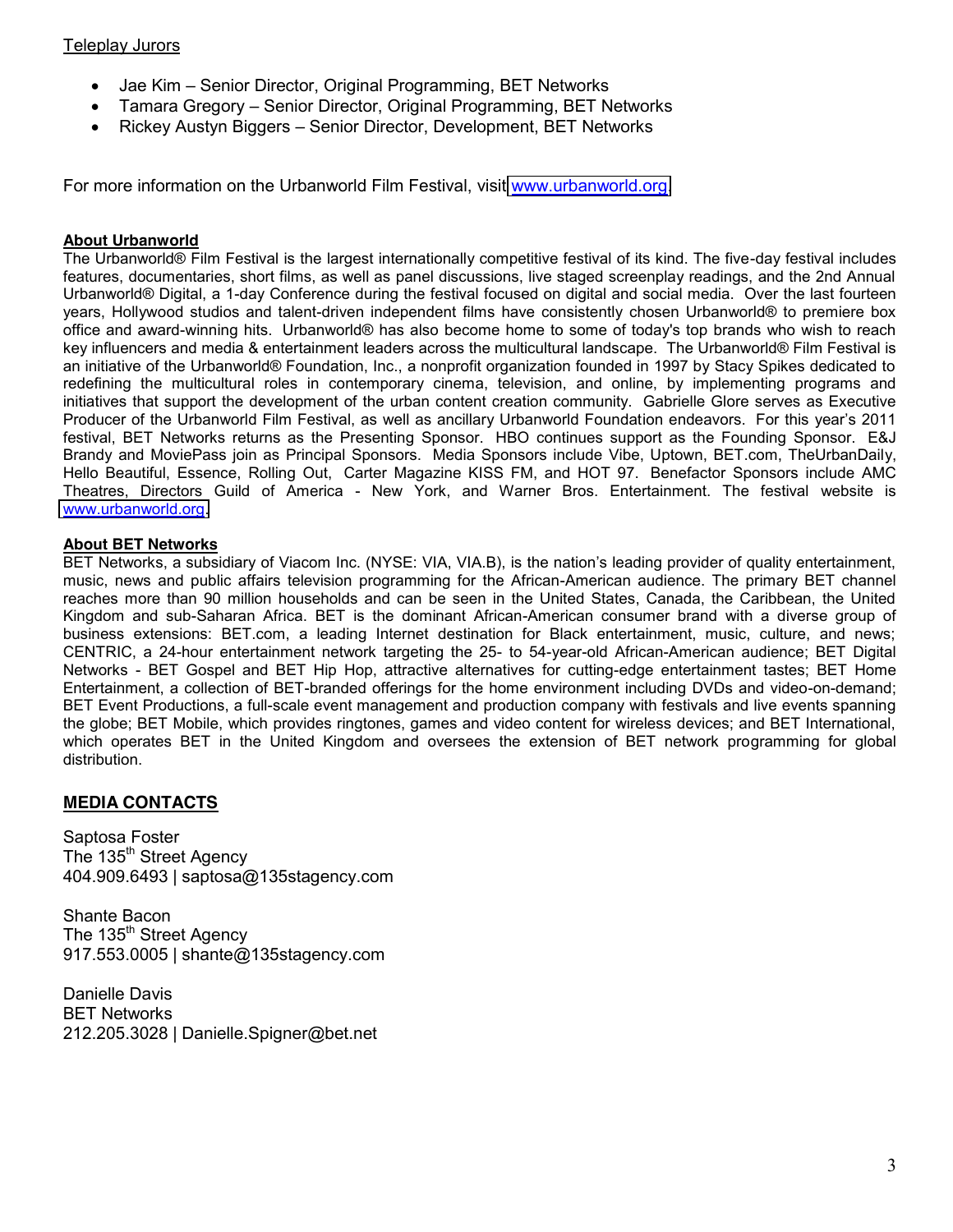Teleplay Jurors

- Jae Kim – Senior Director, Original Programming, BET Networks
- Tamara Gregory – Senior Director, Original Programming, BET Networks
- Rickey Austyn Biggers – Senior Director, Development, BET Networks

For more information on the Urbanworld Film Festival, visit www.urbanworld.org.

**About Urbanworld**

The Urbanworld® Film Festival is the largest internationally competitive festival of its kind. The five-day festival includes features, documentaries, short films, as well as panel discussions, live staged screenplay readings, and the 2nd Annual Urbanworld® Digital, a 1-day Conference during the festival focused on digital and social media. Over the last fourteen years, Hollywood studios and talent-driven independent films have consistently chosen Urbanworld® to premiere box office and award-winning hits. Urbanworld® has also become home to some of today's top brands who wish to reach key influencers and media & entertainment leaders across the multicultural landscape. The Urbanworld® Film Festival is an initiative of the Urbanworld® Foundation, Inc., a nonprofit organization founded in 1997 by Stacy Spikes dedicated to redefining the multicultural roles in contemporary cinema, television, and online, by implementing programs and initiatives that support the development of the urban content creation community. Gabrielle Glore serves as Executive Producer of the Urbanworld Film Festival, as well as ancillary Urbanworld Foundation endeavors. For this year's 2011 festival, BET Networks returns as the Presenting Sponsor. HBO continues support as the Founding Sponsor. E&J Brandy and MoviePass join as Principal Sponsors. Media Sponsors include Vibe, Uptown, BET.com, TheUrbanDaily, Hello Beautiful, Essence, Rolling Out, Carter Magazine KISS FM, and HOT 97. Benefactor Sponsors include AMC Theatres, Directors Guild of America - New York, and Warner Bros. Entertainment. The festival website is www.urbanworld.org.

**About BET Networks**

BET Networks, a subsidiary of Viacom Inc. (NYSE: VIA, VIA.B), is the nation's leading provider of quality entertainment, music, news and public affairs television programming for the African-American audience. The primary BET channel reaches more than 90 million households and can be seen in the United States, Canada, the Caribbean, the United Kingdom and sub-Saharan Africa. BET is the dominant African-American consumer brand with a diverse group of business extensions: BET.com, a leading Internet destination for Black entertainment, music, culture, and news; CENTRIC, a 24-hour entertainment network targeting the 25- to 54-year-old African-American audience; BET Digital Networks - BET Gospel and BET Hip Hop, attractive alternatives for cutting-edge entertainment tastes; BET Home Entertainment, a collection of BET-branded offerings for the home environment including DVDs and video-on-demand; BET Event Productions, a full-scale event management and production company with festivals and live events spanning the globe; BET Mobile, which provides ringtones, games and video content for wireless devices; and BET International, which operates BET in the United Kingdom and oversees the extension of BET network programming for global distribution.

## MEDIA CONTACTS

Saptosa Foster
The 135th Street Agency
404.909.6493 | saptosa@135stagency.com

Shante Bacon
The 135th Street Agency
917.553.0005 | shante@135stagency.com

Danielle Davis
BET Networks
212.205.3028 | Danielle.Spigner@bet.net